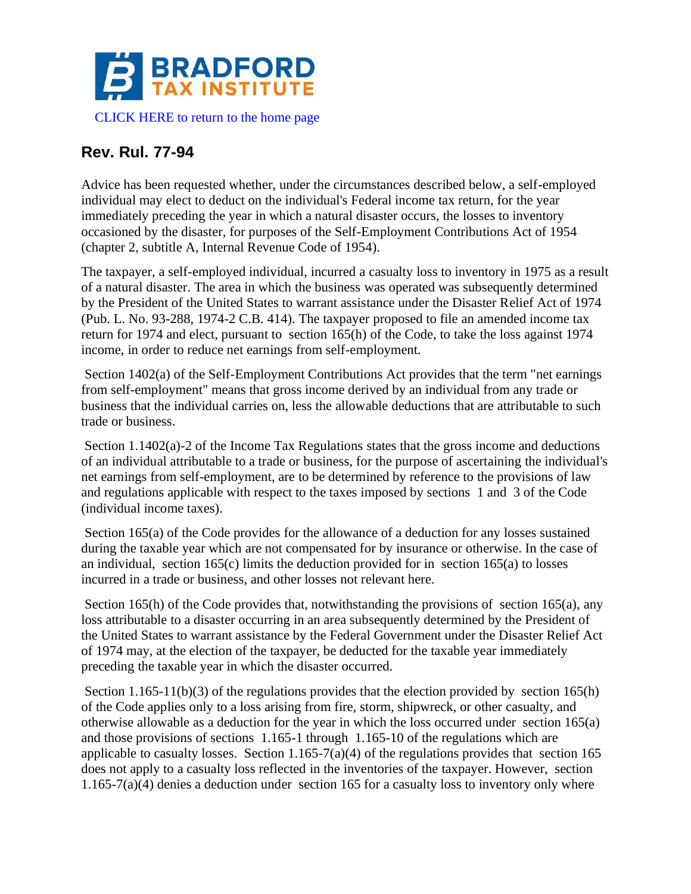CLICK HERE to return to the home page

## Rev. Rul. 77-94

Advice has been requested whether, under the circumstances described below, a self-employed individual may elect to deduct on the individual's Federal income tax return, for the year immediately preceding the year in which a natural disaster occurs, the losses to inventory occasioned by the disaster, for purposes of the Self-Employment Contributions Act of 1954 (chapter 2, subtitle A, Internal Revenue Code of 1954).

The taxpayer, a self-employed individual, incurred a casualty loss to inventory in 1975 as a result of a natural disaster. The area in which the business was operated was subsequently determined by the President of the United States to warrant assistance under the Disaster Relief Act of 1974 (Pub. L. No. 93-288, 1974-2 C.B. 414). The taxpayer proposed to file an amended income tax return for 1974 and elect, pursuant to section 165(h) of the Code, to take the loss against 1974 income, in order to reduce net earnings from self-employment.

Section 1402(a) of the Self-Employment Contributions Act provides that the term "net earnings from self-employment" means that gross income derived by an individual from any trade or business that the individual carries on, less the allowable deductions that are attributable to such trade or business.

Section 1.1402(a)-2 of the Income Tax Regulations states that the gross income and deductions of an individual attributable to a trade or business, for the purpose of ascertaining the individual's net earnings from self-employment, are to be determined by reference to the provisions of law and regulations applicable with respect to the taxes imposed by sections 1 and 3 of the Code (individual income taxes).

Section 165(a) of the Code provides for the allowance of a deduction for any losses sustained during the taxable year which are not compensated for by insurance or otherwise. In the case of an individual, section 165(c) limits the deduction provided for in section 165(a) to losses incurred in a trade or business, and other losses not relevant here.

Section 165(h) of the Code provides that, notwithstanding the provisions of section 165(a), any loss attributable to a disaster occurring in an area subsequently determined by the President of the United States to warrant assistance by the Federal Government under the Disaster Relief Act of 1974 may, at the election of the taxpayer, be deducted for the taxable year immediately preceding the taxable year in which the disaster occurred.

Section 1.165-11(b)(3) of the regulations provides that the election provided by section 165(h) of the Code applies only to a loss arising from fire, storm, shipwreck, or other casualty, and otherwise allowable as a deduction for the year in which the loss occurred under section 165(a) and those provisions of sections 1.165-1 through 1.165-10 of the regulations which are applicable to casualty losses. Section 1.165-7(a)(4) of the regulations provides that section 165 does not apply to a casualty loss reflected in the inventories of the taxpayer. However, section 1.165-7(a)(4) denies a deduction under section 165 for a casualty loss to inventory only where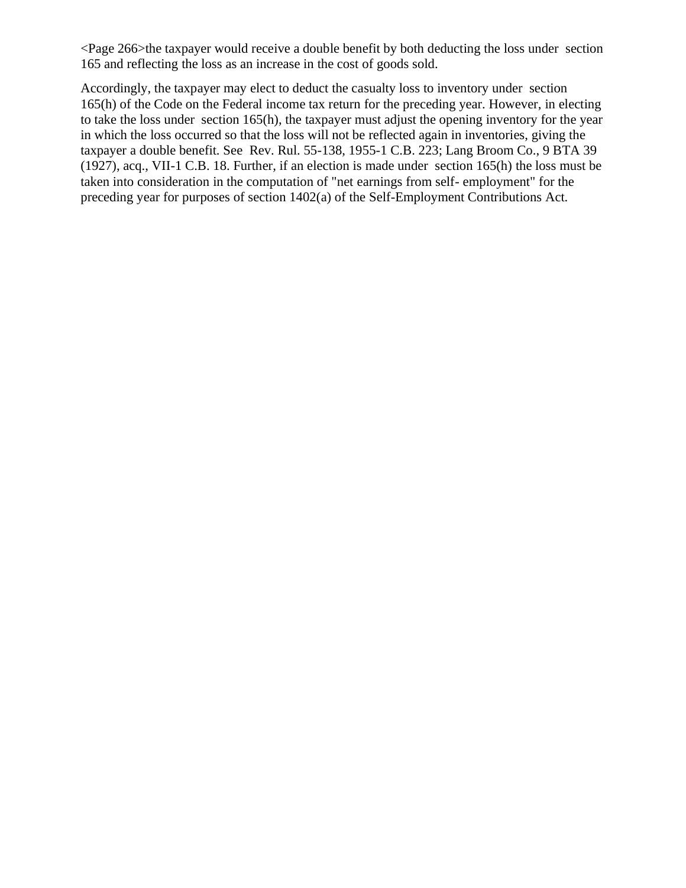<Page 266>the taxpayer would receive a double benefit by both deducting the loss under section 165 and reflecting the loss as an increase in the cost of goods sold.

Accordingly, the taxpayer may elect to deduct the casualty loss to inventory under section 165(h) of the Code on the Federal income tax return for the preceding year. However, in electing to take the loss under section 165(h), the taxpayer must adjust the opening inventory for the year in which the loss occurred so that the loss will not be reflected again in inventories, giving the taxpayer a double benefit. See Rev. Rul. 55-138, 1955-1 C.B. 223; Lang Broom Co., 9 BTA 39 (1927), acq., VII-1 C.B. 18. Further, if an election is made under section 165(h) the loss must be taken into consideration in the computation of "net earnings from self- employment" for the preceding year for purposes of section 1402(a) of the Self-Employment Contributions Act.